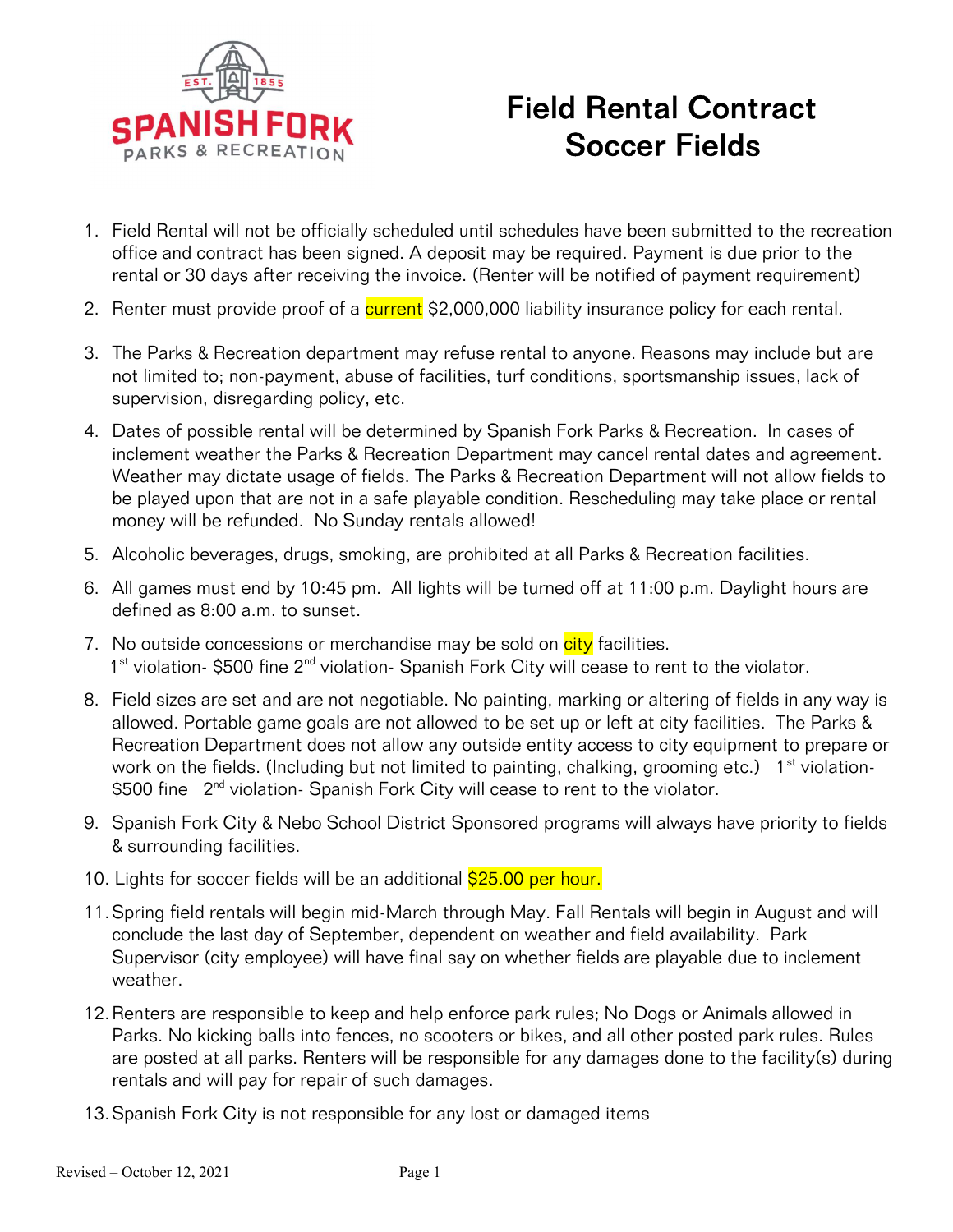# Field Rental Contract Soccer Fields

1. Field Rental will not be officially scheduled until schedules have been submitted to the recreation office and contract has been signed. A deposit may be required. Payment is due prior to the rental or 30 days after receiving the invoice. (Renter will be notified of payment requirement)

2. Renter must provide proof of a current $2,000,000 liability insurance policy for each rental.

3. The Parks & Recreation department may refuse rental to anyone. Reasons may include but are not limited to; non-payment, abuse of facilities, turf conditions, sportsmanship issues, lack of supervision, disregarding policy, etc.

4. Dates of possible rental will be determined by Spanish Fork Parks & Recreation. In cases of inclement weather the Parks & Recreation Department may cancel rental dates and agreement. Weather may dictate usage of fields. The Parks & Recreation Department will not allow fields to be played upon that are not in a safe playable condition. Rescheduling may take place or rental money will be refunded. No Sunday rentals allowed!

5. Alcoholic beverages, drugs, smoking, are prohibited at all Parks & Recreation facilities.

6. All games must end by 10:45 pm. All lights will be turned off at 11:00 p.m. Daylight hours are defined as 8:00 a.m. to sunset.

7. No outside concessions or merchandise may be sold on city facilities.
   1st violation- $500 fine 2nd violation- Spanish Fork City will cease to rent to the violator.

8. Field sizes are set and are not negotiable. No painting, marking or altering of fields in any way is allowed. Portable game goals are not allowed to be set up or left at city facilities. The Parks & Recreation Department does not allow any outside entity access to city equipment to prepare or work on the fields. (Including but not limited to painting, chalking, grooming etc.) 1st violation- $500 fine 2nd violation- Spanish Fork City will cease to rent to the violator.

9. Spanish Fork City & Nebo School District Sponsored programs will always have priority to fields & surrounding facilities.

10. Lights for soccer fields will be an additional $25.00 per hour.

11. Spring field rentals will begin mid-March through May. Fall Rentals will begin in August and will conclude the last day of September, dependent on weather and field availability. Park Supervisor (city employee) will have final say on whether fields are playable due to inclement weather.

12. Renters are responsible to keep and help enforce park rules; No Dogs or Animals allowed in Parks. No kicking balls into fences, no scooters or bikes, and all other posted park rules. Rules are posted at all parks. Renters will be responsible for any damages done to the facility(s) during rentals and will pay for repair of such damages.

13. Spanish Fork City is not responsible for any lost or damaged items

Revised – October 12, 2021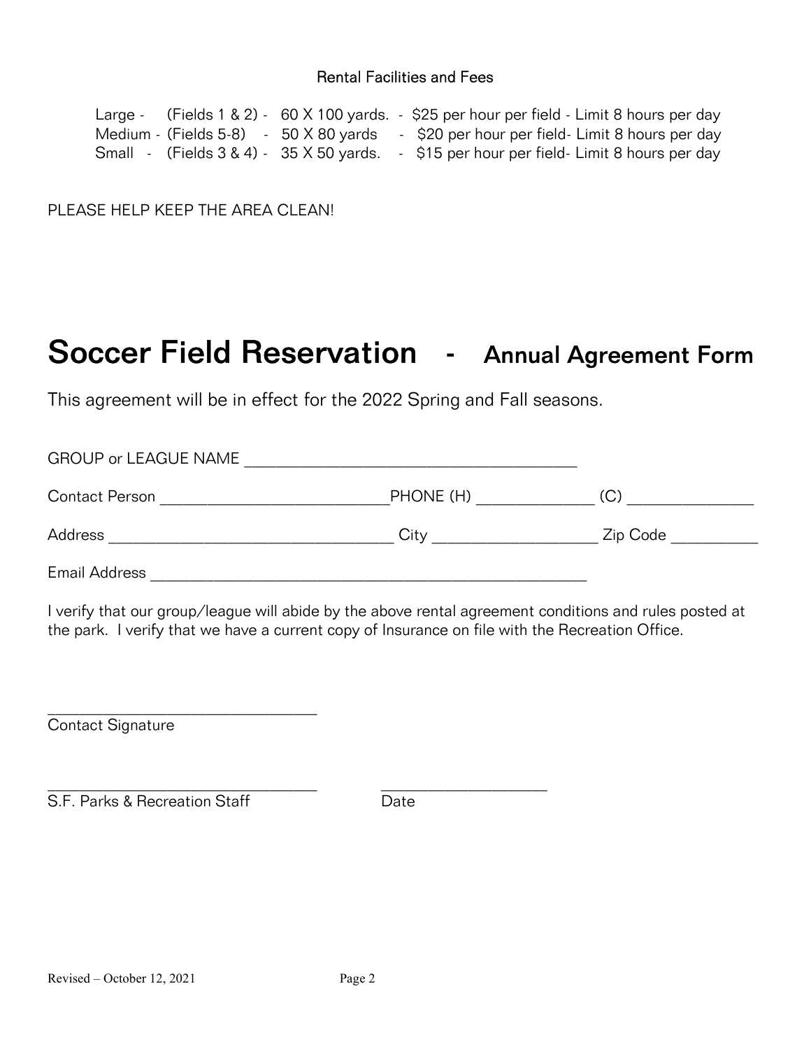Rental Facilities and Fees

| | | | | |
|---|---|---|---|---|
| Large - | (Fields 1 & 2) - | 60 X 100 yards. - | $25 per hour per field - | Limit 8 hours per day |
| Medium - | (Fields 5-8) - | 50 X 80 yards - | $20 per hour per field- | Limit 8 hours per day |
| Small - | (Fields 3 & 4) - | 35 X 50 yards. - | $15 per hour per field- | Limit 8 hours per day |

PLEASE HELP KEEP THE AREA CLEAN!

# Soccer Field Reservation - Annual Agreement Form

This agreement will be in effect for the 2022 Spring and Fall seasons.

GROUP or LEAGUE NAME ________________________________________

Contact Person ___________________________PHONE (H) _____________ (C) ______________

Address _________________________________ City __________________ Zip Code __________

Email Address ______________________________________________________

I verify that our group/league will abide by the above rental agreement conditions and rules posted at the park. I verify that we have a current copy of Insurance on file with the Recreation Office.

________________________________
Contact Signature

________________________________ ____________________
S.F. Parks & Recreation Staff Date

Revised – October 12, 2021